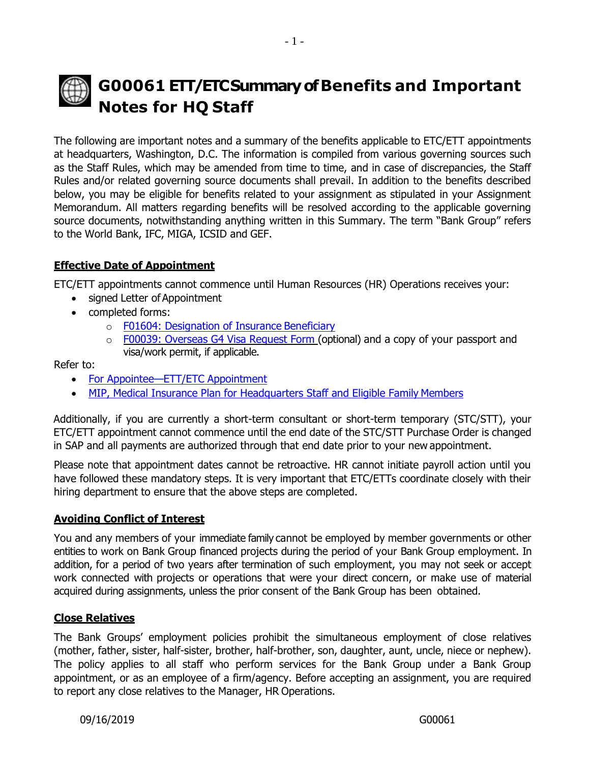# G00061 ETT/ETC Summary of Benefits and Important Notes for HQ Staff

The following are important notes and a summary of the benefits applicable to ETC/ETT appointments at headquarters, Washington, D.C. The information is compiled from various governing sources such as the Staff Rules, which may be amended from time to time, and in case of discrepancies, the Staff Rules and/or related governing source documents shall prevail. In addition to the benefits described below, you may be eligible for benefits related to your assignment as stipulated in your Assignment Memorandum. All matters regarding benefits will be resolved according to the applicable governing source documents, notwithstanding anything written in this Summary. The term "Bank Group" refers to the World Bank, IFC, MIGA, ICSID and GEF.

## Effective Date of Appointment

ETC/ETT appointments cannot commence until Human Resources (HR) Operations receives your:

- signed Letter of Appointment
- completed forms:
  - F01604: Designation of Insurance Beneficiary
  - F00039: Overseas G4 Visa Request Form (optional) and a copy of your passport and visa/work permit, if applicable.

Refer to:

- For Appointee—ETT/ETC Appointment
- MIP, Medical Insurance Plan for Headquarters Staff and Eligible Family Members

Additionally, if you are currently a short-term consultant or short-term temporary (STC/STT), your ETC/ETT appointment cannot commence until the end date of the STC/STT Purchase Order is changed in SAP and all payments are authorized through that end date prior to your new appointment.

Please note that appointment dates cannot be retroactive. HR cannot initiate payroll action until you have followed these mandatory steps. It is very important that ETC/ETTs coordinate closely with their hiring department to ensure that the above steps are completed.

## Avoiding Conflict of Interest

You and any members of your immediate family cannot be employed by member governments or other entities to work on Bank Group financed projects during the period of your Bank Group employment. In addition, for a period of two years after termination of such employment, you may not seek or accept work connected with projects or operations that were your direct concern, or make use of material acquired during assignments, unless the prior consent of the Bank Group has been obtained.

## Close Relatives

The Bank Groups' employment policies prohibit the simultaneous employment of close relatives (mother, father, sister, half-sister, brother, half-brother, son, daughter, aunt, uncle, niece or nephew). The policy applies to all staff who perform services for the Bank Group under a Bank Group appointment, or as an employee of a firm/agency. Before accepting an assignment, you are required to report any close relatives to the Manager, HR Operations.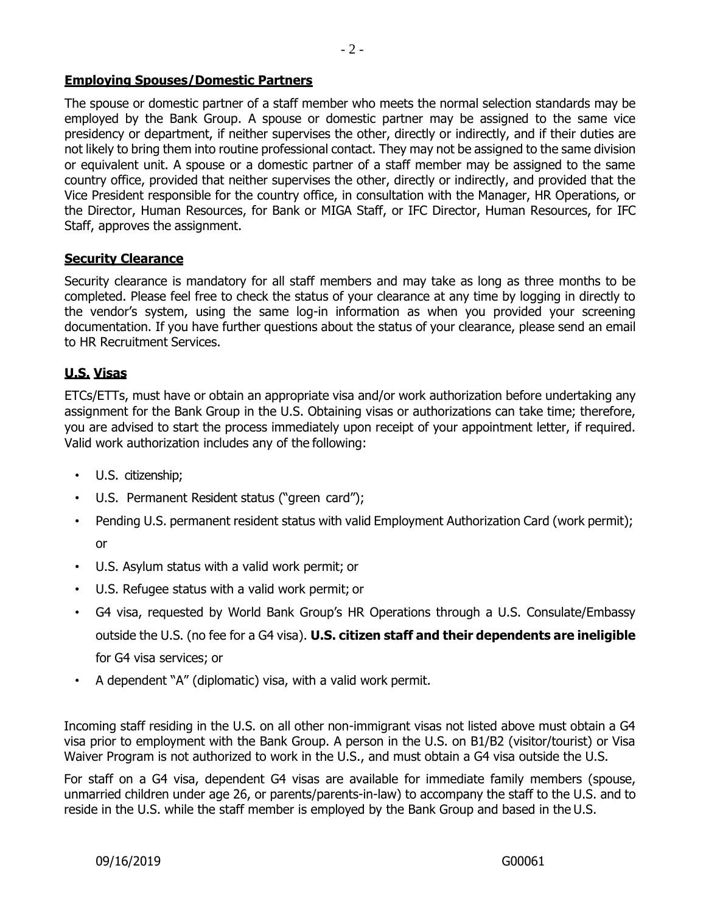## Employing Spouses/Domestic Partners

The spouse or domestic partner of a staff member who meets the normal selection standards may be employed by the Bank Group. A spouse or domestic partner may be assigned to the same vice presidency or department, if neither supervises the other, directly or indirectly, and if their duties are not likely to bring them into routine professional contact. They may not be assigned to the same division or equivalent unit. A spouse or a domestic partner of a staff member may be assigned to the same country office, provided that neither supervises the other, directly or indirectly, and provided that the Vice President responsible for the country office, in consultation with the Manager, HR Operations, or the Director, Human Resources, for Bank or MIGA Staff, or IFC Director, Human Resources, for IFC Staff, approves the assignment.

## Security Clearance

Security clearance is mandatory for all staff members and may take as long as three months to be completed. Please feel free to check the status of your clearance at any time by logging in directly to the vendor's system, using the same log-in information as when you provided your screening documentation. If you have further questions about the status of your clearance, please send an email to HR Recruitment Services.

## U.S. Visas

ETCs/ETTs, must have or obtain an appropriate visa and/or work authorization before undertaking any assignment for the Bank Group in the U.S. Obtaining visas or authorizations can take time; therefore, you are advised to start the process immediately upon receipt of your appointment letter, if required. Valid work authorization includes any of the following:

- U.S. citizenship;
- U.S. Permanent Resident status ("green card");
- Pending U.S. permanent resident status with valid Employment Authorization Card (work permit); or
- U.S. Asylum status with a valid work permit; or
- U.S. Refugee status with a valid work permit; or
- G4 visa, requested by World Bank Group's HR Operations through a U.S. Consulate/Embassy outside the U.S. (no fee for a G4 visa). **U.S. citizen staff and their dependents are ineligible** for G4 visa services; or
- A dependent "A" (diplomatic) visa, with a valid work permit.

Incoming staff residing in the U.S. on all other non-immigrant visas not listed above must obtain a G4 visa prior to employment with the Bank Group. A person in the U.S. on B1/B2 (visitor/tourist) or Visa Waiver Program is not authorized to work in the U.S., and must obtain a G4 visa outside the U.S.

For staff on a G4 visa, dependent G4 visas are available for immediate family members (spouse, unmarried children under age 26, or parents/parents-in-law) to accompany the staff to the U.S. and to reside in the U.S. while the staff member is employed by the Bank Group and based in the U.S.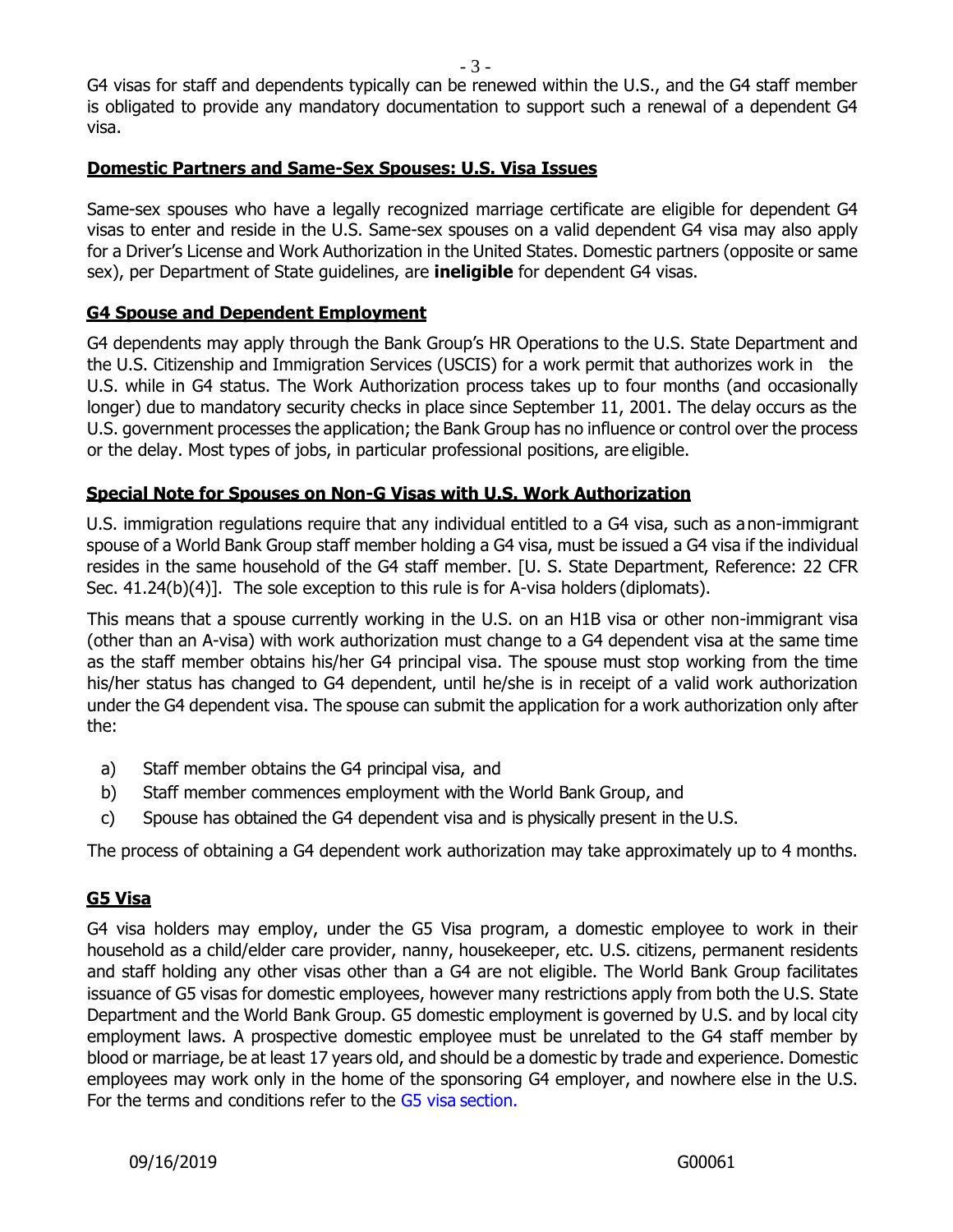G4 visas for staff and dependents typically can be renewed within the U.S., and the G4 staff member is obligated to provide any mandatory documentation to support such a renewal of a dependent G4 visa.

## Domestic Partners and Same-Sex Spouses: U.S. Visa Issues

Same-sex spouses who have a legally recognized marriage certificate are eligible for dependent G4 visas to enter and reside in the U.S. Same-sex spouses on a valid dependent G4 visa may also apply for a Driver's License and Work Authorization in the United States. Domestic partners (opposite or same sex), per Department of State guidelines, are **ineligible** for dependent G4 visas.

## G4 Spouse and Dependent Employment

G4 dependents may apply through the Bank Group's HR Operations to the U.S. State Department and the U.S. Citizenship and Immigration Services (USCIS) for a work permit that authorizes work in the U.S. while in G4 status. The Work Authorization process takes up to four months (and occasionally longer) due to mandatory security checks in place since September 11, 2001. The delay occurs as the U.S. government processes the application; the Bank Group has no influence or control over the process or the delay. Most types of jobs, in particular professional positions, are eligible.

## Special Note for Spouses on Non-G Visas with U.S. Work Authorization

U.S. immigration regulations require that any individual entitled to a G4 visa, such as a non-immigrant spouse of a World Bank Group staff member holding a G4 visa, must be issued a G4 visa if the individual resides in the same household of the G4 staff member. [U. S. State Department, Reference: 22 CFR Sec. 41.24(b)(4)]. The sole exception to this rule is for A-visa holders (diplomats).

This means that a spouse currently working in the U.S. on an H1B visa or other non-immigrant visa (other than an A-visa) with work authorization must change to a G4 dependent visa at the same time as the staff member obtains his/her G4 principal visa. The spouse must stop working from the time his/her status has changed to G4 dependent, until he/she is in receipt of a valid work authorization under the G4 dependent visa. The spouse can submit the application for a work authorization only after the:

a) Staff member obtains the G4 principal visa, and
b) Staff member commences employment with the World Bank Group, and
c) Spouse has obtained the G4 dependent visa and is physically present in the U.S.

The process of obtaining a G4 dependent work authorization may take approximately up to 4 months.

## G5 Visa

G4 visa holders may employ, under the G5 Visa program, a domestic employee to work in their household as a child/elder care provider, nanny, housekeeper, etc. U.S. citizens, permanent residents and staff holding any other visas other than a G4 are not eligible. The World Bank Group facilitates issuance of G5 visas for domestic employees, however many restrictions apply from both the U.S. State Department and the World Bank Group. G5 domestic employment is governed by U.S. and by local city employment laws. A prospective domestic employee must be unrelated to the G4 staff member by blood or marriage, be at least 17 years old, and should be a domestic by trade and experience. Domestic employees may work only in the home of the sponsoring G4 employer, and nowhere else in the U.S. For the terms and conditions refer to the G5 visa section.

09/16/2019 G00061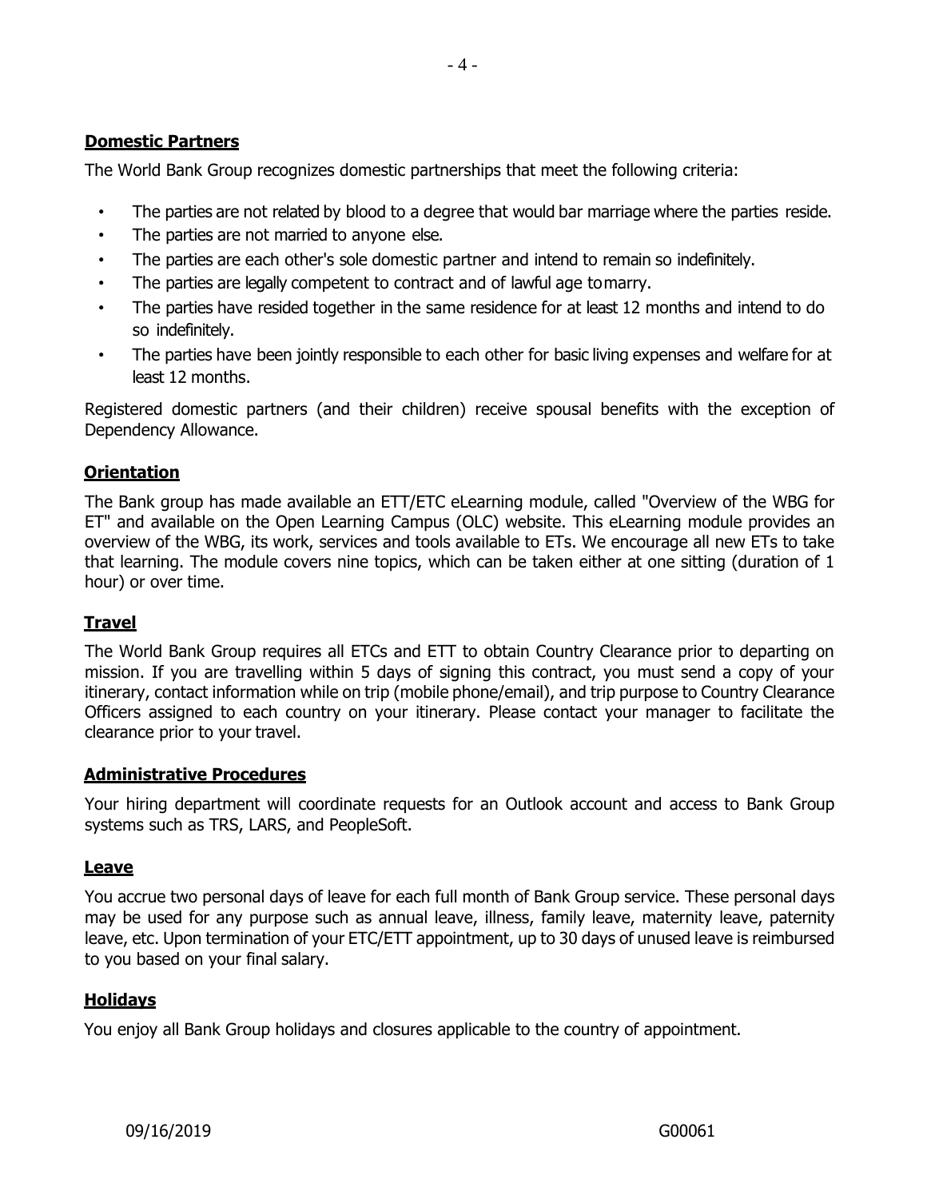## Domestic Partners

The World Bank Group recognizes domestic partnerships that meet the following criteria:

- The parties are not related by blood to a degree that would bar marriage where the parties reside.
- The parties are not married to anyone else.
- The parties are each other's sole domestic partner and intend to remain so indefinitely.
- The parties are legally competent to contract and of lawful age to marry.
- The parties have resided together in the same residence for at least 12 months and intend to do so indefinitely.
- The parties have been jointly responsible to each other for basic living expenses and welfare for at least 12 months.

Registered domestic partners (and their children) receive spousal benefits with the exception of Dependency Allowance.

## Orientation

The Bank group has made available an ETT/ETC eLearning module, called "Overview of the WBG for ET" and available on the Open Learning Campus (OLC) website. This eLearning module provides an overview of the WBG, its work, services and tools available to ETs. We encourage all new ETs to take that learning. The module covers nine topics, which can be taken either at one sitting (duration of 1 hour) or over time.

## Travel

The World Bank Group requires all ETCs and ETT to obtain Country Clearance prior to departing on mission. If you are travelling within 5 days of signing this contract, you must send a copy of your itinerary, contact information while on trip (mobile phone/email), and trip purpose to Country Clearance Officers assigned to each country on your itinerary. Please contact your manager to facilitate the clearance prior to your travel.

## Administrative Procedures

Your hiring department will coordinate requests for an Outlook account and access to Bank Group systems such as TRS, LARS, and PeopleSoft.

## Leave

You accrue two personal days of leave for each full month of Bank Group service. These personal days may be used for any purpose such as annual leave, illness, family leave, maternity leave, paternity leave, etc. Upon termination of your ETC/ETT appointment, up to 30 days of unused leave is reimbursed to you based on your final salary.

## Holidays

You enjoy all Bank Group holidays and closures applicable to the country of appointment.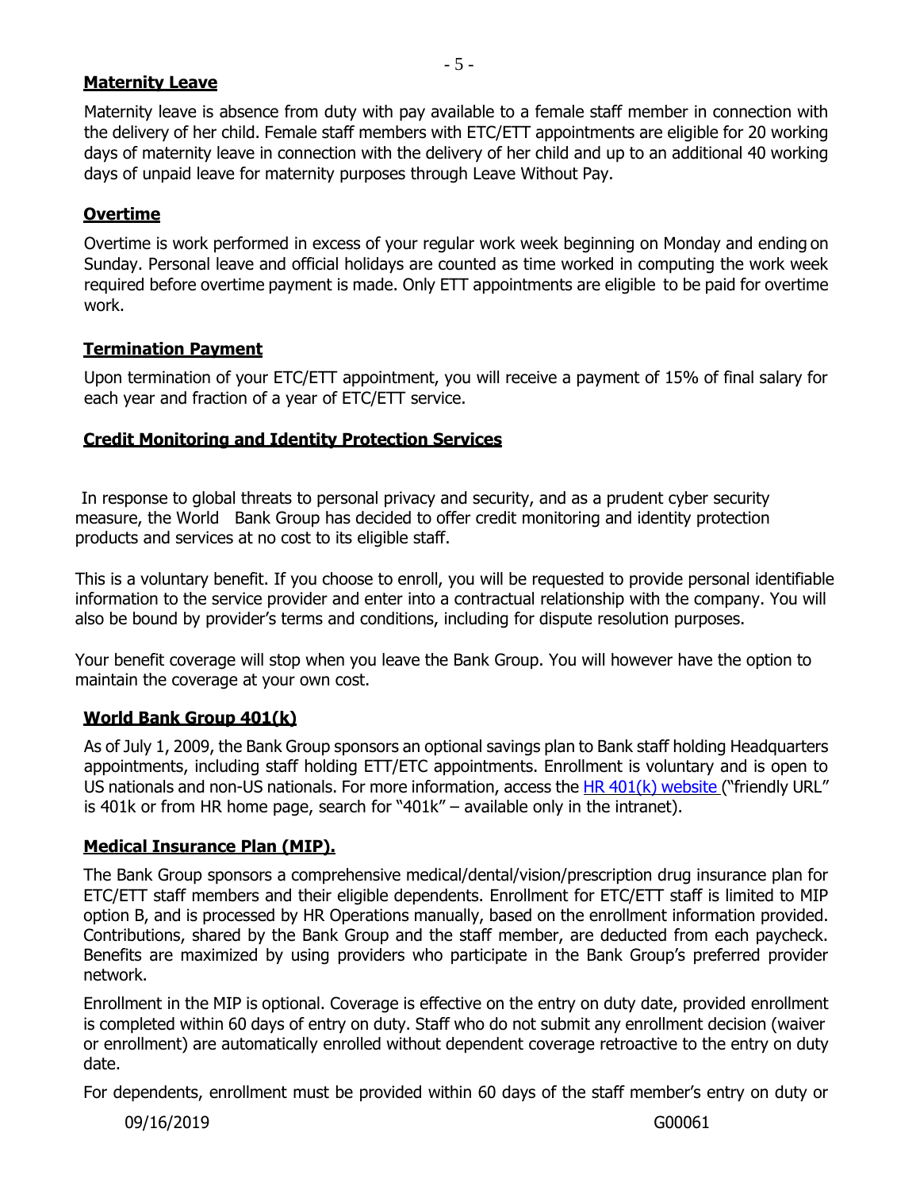## Maternity Leave

Maternity leave is absence from duty with pay available to a female staff member in connection with the delivery of her child. Female staff members with ETC/ETT appointments are eligible for 20 working days of maternity leave in connection with the delivery of her child and up to an additional 40 working days of unpaid leave for maternity purposes through Leave Without Pay.

## Overtime

Overtime is work performed in excess of your regular work week beginning on Monday and ending on Sunday. Personal leave and official holidays are counted as time worked in computing the work week required before overtime payment is made. Only ETT appointments are eligible to be paid for overtime work.

## Termination Payment

Upon termination of your ETC/ETT appointment, you will receive a payment of 15% of final salary for each year and fraction of a year of ETC/ETT service.

## Credit Monitoring and Identity Protection Services

In response to global threats to personal privacy and security, and as a prudent cyber security measure, the World Bank Group has decided to offer credit monitoring and identity protection products and services at no cost to its eligible staff.

This is a voluntary benefit. If you choose to enroll, you will be requested to provide personal identifiable information to the service provider and enter into a contractual relationship with the company. You will also be bound by provider's terms and conditions, including for dispute resolution purposes.

Your benefit coverage will stop when you leave the Bank Group. You will however have the option to maintain the coverage at your own cost.

## World Bank Group 401(k)

As of July 1, 2009, the Bank Group sponsors an optional savings plan to Bank staff holding Headquarters appointments, including staff holding ETT/ETC appointments. Enrollment is voluntary and is open to US nationals and non-US nationals. For more information, access the HR 401(k) website ("friendly URL" is 401k or from HR home page, search for "401k" – available only in the intranet).

## Medical Insurance Plan (MIP).

The Bank Group sponsors a comprehensive medical/dental/vision/prescription drug insurance plan for ETC/ETT staff members and their eligible dependents. Enrollment for ETC/ETT staff is limited to MIP option B, and is processed by HR Operations manually, based on the enrollment information provided. Contributions, shared by the Bank Group and the staff member, are deducted from each paycheck. Benefits are maximized by using providers who participate in the Bank Group's preferred provider network.

Enrollment in the MIP is optional. Coverage is effective on the entry on duty date, provided enrollment is completed within 60 days of entry on duty. Staff who do not submit any enrollment decision (waiver or enrollment) are automatically enrolled without dependent coverage retroactive to the entry on duty date.

For dependents, enrollment must be provided within 60 days of the staff member's entry on duty or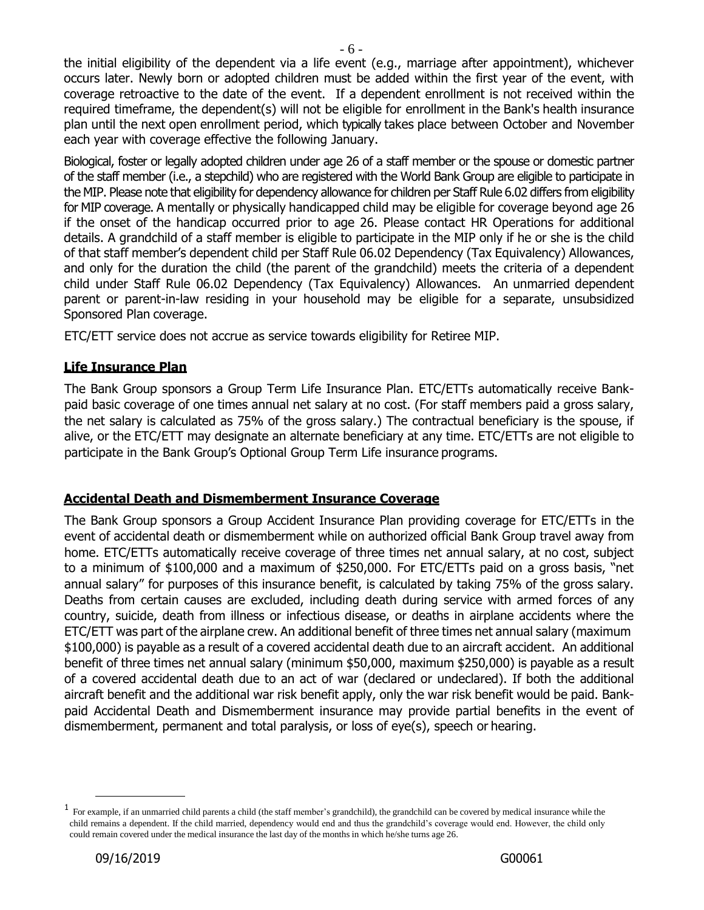the initial eligibility of the dependent via a life event (e.g., marriage after appointment), whichever occurs later. Newly born or adopted children must be added within the first year of the event, with coverage retroactive to the date of the event. If a dependent enrollment is not received within the required timeframe, the dependent(s) will not be eligible for enrollment in the Bank's health insurance plan until the next open enrollment period, which typically takes place between October and November each year with coverage effective the following January.

Biological, foster or legally adopted children under age 26 of a staff member or the spouse or domestic partner of the staff member (i.e., a stepchild) who are registered with the World Bank Group are eligible to participate in the MIP. Please note that eligibility for dependency allowance for children per Staff Rule 6.02 differs from eligibility for MIP coverage. A mentally or physically handicapped child may be eligible for coverage beyond age 26 if the onset of the handicap occurred prior to age 26. Please contact HR Operations for additional details. A grandchild of a staff member is eligible to participate in the MIP only if he or she is the child of that staff member's dependent child per Staff Rule 06.02 Dependency (Tax Equivalency) Allowances, and only for the duration the child (the parent of the grandchild) meets the criteria of a dependent child under Staff Rule 06.02 Dependency (Tax Equivalency) Allowances. An unmarried dependent parent or parent-in-law residing in your household may be eligible for a separate, unsubsidized Sponsored Plan coverage.

ETC/ETT service does not accrue as service towards eligibility for Retiree MIP.

## Life Insurance Plan

The Bank Group sponsors a Group Term Life Insurance Plan. ETC/ETTs automatically receive Bank-paid basic coverage of one times annual net salary at no cost. (For staff members paid a gross salary, the net salary is calculated as 75% of the gross salary.) The contractual beneficiary is the spouse, if alive, or the ETC/ETT may designate an alternate beneficiary at any time. ETC/ETTs are not eligible to participate in the Bank Group's Optional Group Term Life insurance programs.

## Accidental Death and Dismemberment Insurance Coverage

The Bank Group sponsors a Group Accident Insurance Plan providing coverage for ETC/ETTs in the event of accidental death or dismemberment while on authorized official Bank Group travel away from home. ETC/ETTs automatically receive coverage of three times net annual salary, at no cost, subject to a minimum of $100,000 and a maximum of $250,000. For ETC/ETTs paid on a gross basis, "net annual salary" for purposes of this insurance benefit, is calculated by taking 75% of the gross salary. Deaths from certain causes are excluded, including death during service with armed forces of any country, suicide, death from illness or infectious disease, or deaths in airplane accidents where the ETC/ETT was part of the airplane crew. An additional benefit of three times net annual salary (maximum $100,000) is payable as a result of a covered accidental death due to an aircraft accident. An additional benefit of three times net annual salary (minimum $50,000, maximum $250,000) is payable as a result of a covered accidental death due to an act of war (declared or undeclared). If both the additional aircraft benefit and the additional war risk benefit apply, only the war risk benefit would be paid. Bank-paid Accidental Death and Dismemberment insurance may provide partial benefits in the event of dismemberment, permanent and total paralysis, or loss of eye(s), speech or hearing.

[1] For example, if an unmarried child parents a child (the staff member's grandchild), the grandchild can be covered by medical insurance while the child remains a dependent. If the child married, dependency would end and thus the grandchild's coverage would end. However, the child only could remain covered under the medical insurance the last day of the months in which he/she turns age 26.

09/16/2019 G00061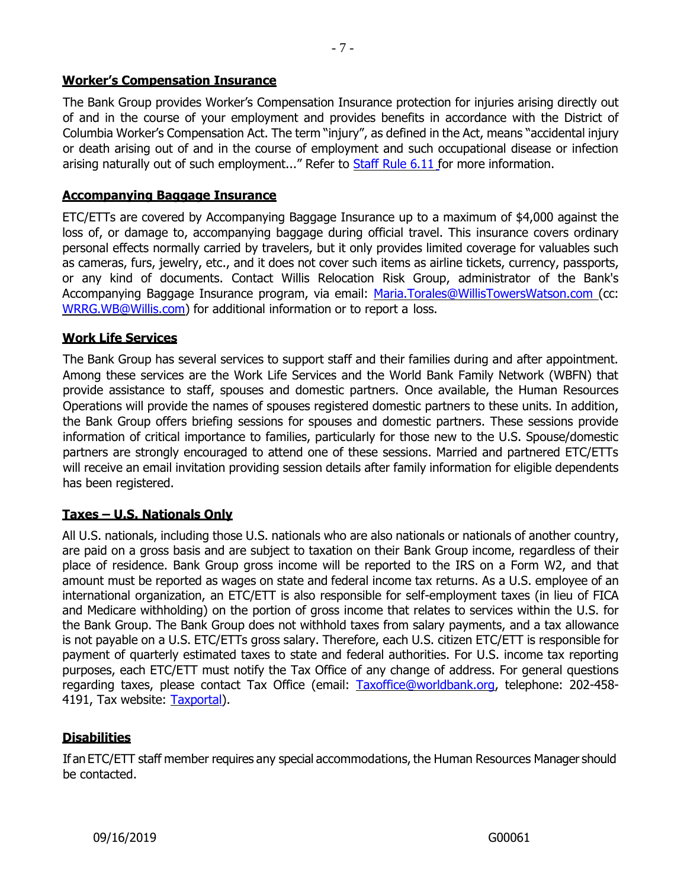## Worker's Compensation Insurance

The Bank Group provides Worker's Compensation Insurance protection for injuries arising directly out of and in the course of your employment and provides benefits in accordance with the District of Columbia Worker's Compensation Act. The term "injury", as defined in the Act, means "accidental injury or death arising out of and in the course of employment and such occupational disease or infection arising naturally out of such employment..." Refer to Staff Rule 6.11 for more information.

## Accompanying Baggage Insurance

ETC/ETTs are covered by Accompanying Baggage Insurance up to a maximum of $4,000 against the loss of, or damage to, accompanying baggage during official travel. This insurance covers ordinary personal effects normally carried by travelers, but it only provides limited coverage for valuables such as cameras, furs, jewelry, etc., and it does not cover such items as airline tickets, currency, passports, or any kind of documents. Contact Willis Relocation Risk Group, administrator of the Bank's Accompanying Baggage Insurance program, via email: Maria.Torales@WillisTowersWatson.com (cc: WRRG.WB@Willis.com) for additional information or to report a loss.

## Work Life Services

The Bank Group has several services to support staff and their families during and after appointment. Among these services are the Work Life Services and the World Bank Family Network (WBFN) that provide assistance to staff, spouses and domestic partners. Once available, the Human Resources Operations will provide the names of spouses registered domestic partners to these units. In addition, the Bank Group offers briefing sessions for spouses and domestic partners. These sessions provide information of critical importance to families, particularly for those new to the U.S. Spouse/domestic partners are strongly encouraged to attend one of these sessions. Married and partnered ETC/ETTs will receive an email invitation providing session details after family information for eligible dependents has been registered.

## Taxes – U.S. Nationals Only

All U.S. nationals, including those U.S. nationals who are also nationals or nationals of another country, are paid on a gross basis and are subject to taxation on their Bank Group income, regardless of their place of residence. Bank Group gross income will be reported to the IRS on a Form W2, and that amount must be reported as wages on state and federal income tax returns. As a U.S. employee of an international organization, an ETC/ETT is also responsible for self-employment taxes (in lieu of FICA and Medicare withholding) on the portion of gross income that relates to services within the U.S. for the Bank Group. The Bank Group does not withhold taxes from salary payments, and a tax allowance is not payable on a U.S. ETC/ETTs gross salary. Therefore, each U.S. citizen ETC/ETT is responsible for payment of quarterly estimated taxes to state and federal authorities. For U.S. income tax reporting purposes, each ETC/ETT must notify the Tax Office of any change of address. For general questions regarding taxes, please contact Tax Office (email: Taxoffice@worldbank.org, telephone: 202-458-4191, Tax website: Taxportal).

## Disabilities

If an ETC/ETT staff member requires any special accommodations, the Human Resources Manager should be contacted.

09/16/2019 G00061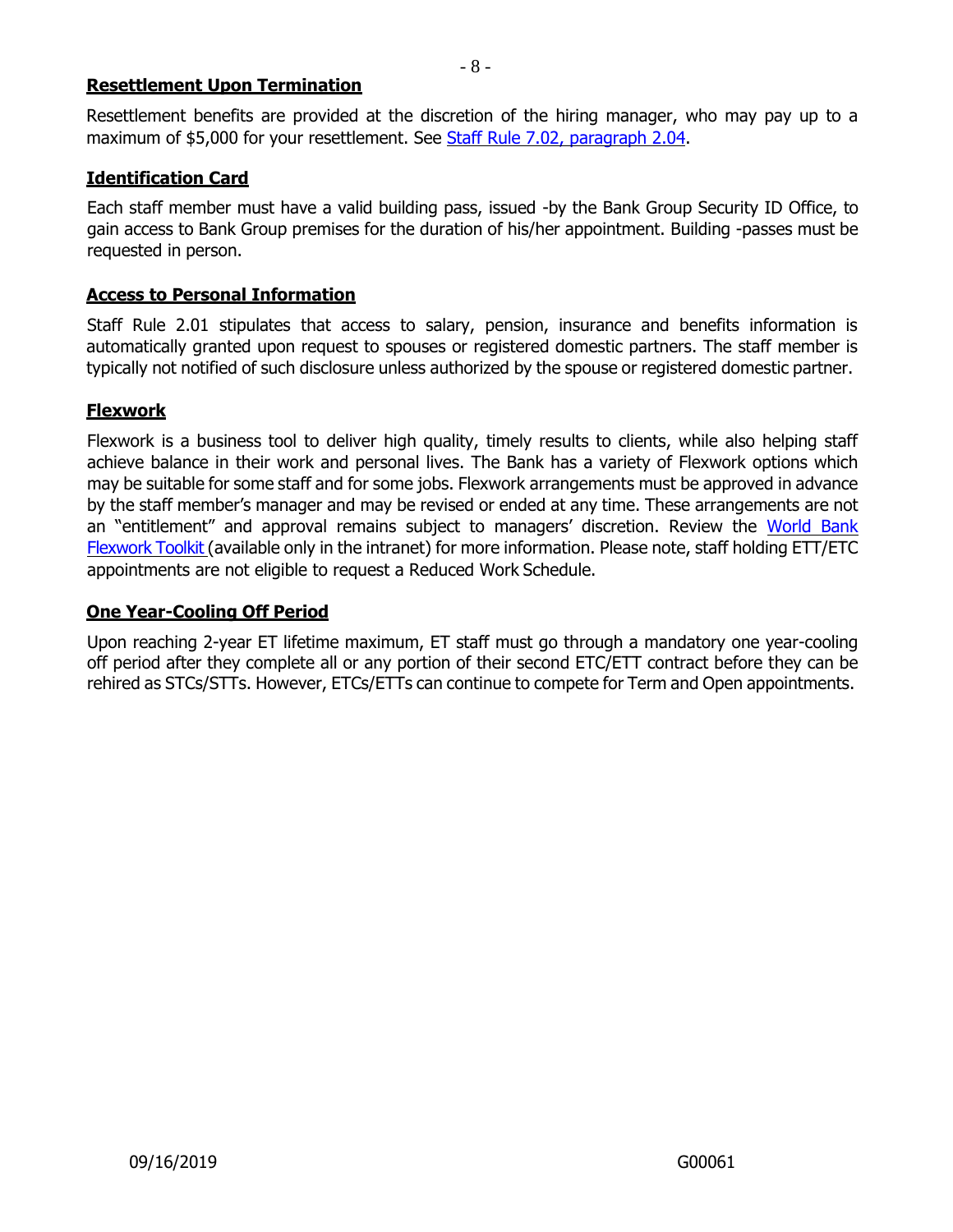**Resettlement Upon Termination**

Resettlement benefits are provided at the discretion of the hiring manager, who may pay up to a maximum of $5,000 for your resettlement. See Staff Rule 7.02, paragraph 2.04.

**Identification Card**

Each staff member must have a valid building pass, issued -by the Bank Group Security ID Office, to gain access to Bank Group premises for the duration of his/her appointment. Building -passes must be requested in person.

**Access to Personal Information**

Staff Rule 2.01 stipulates that access to salary, pension, insurance and benefits information is automatically granted upon request to spouses or registered domestic partners. The staff member is typically not notified of such disclosure unless authorized by the spouse or registered domestic partner.

**Flexwork**

Flexwork is a business tool to deliver high quality, timely results to clients, while also helping staff achieve balance in their work and personal lives. The Bank has a variety of Flexwork options which may be suitable for some staff and for some jobs. Flexwork arrangements must be approved in advance by the staff member's manager and may be revised or ended at any time. These arrangements are not an "entitlement" and approval remains subject to managers' discretion. Review the World Bank Flexwork Toolkit (available only in the intranet) for more information. Please note, staff holding ETT/ETC appointments are not eligible to request a Reduced Work Schedule.

**One Year-Cooling Off Period**

Upon reaching 2-year ET lifetime maximum, ET staff must go through a mandatory one year-cooling off period after they complete all or any portion of their second ETC/ETT contract before they can be rehired as STCs/STTs. However, ETCs/ETTs can continue to compete for Term and Open appointments.

09/16/2019 G00061